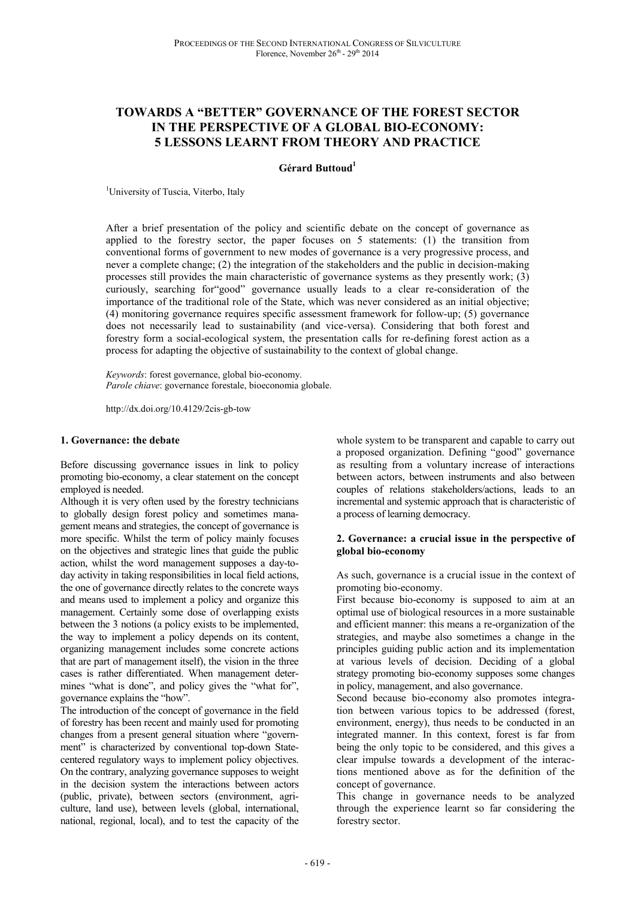# TOWARDS A "BETTER" GOVERNANCE OF THE FOREST SECTOR IN THE PERSPECTIVE OF A GLOBAL BIO-ECONOMY: 5 LESSONS LEARNT FROM THEORY AND PRACTICE

**Gérard Buttoud**[1]

[1]University of Tuscia, Viterbo, Italy

After a brief presentation of the policy and scientific debate on the concept of governance as applied to the forestry sector, the paper focuses on 5 statements: (1) the transition from conventional forms of government to new modes of governance is a very progressive process, and never a complete change; (2) the integration of the stakeholders and the public in decision-making processes still provides the main characteristic of governance systems as they presently work; (3) curiously, searching for"good" governance usually leads to a clear re-consideration of the importance of the traditional role of the State, which was never considered as an initial objective; (4) monitoring governance requires specific assessment framework for follow-up; (5) governance does not necessarily lead to sustainability (and vice-versa). Considering that both forest and forestry form a social-ecological system, the presentation calls for re-defining forest action as a process for adapting the objective of sustainability to the context of global change.

*Keywords*: forest governance, global bio-economy.
*Parole chiave*: governance forestale, bioeconomia globale.

http://dx.doi.org/10.4129/2cis-gb-tow

## 1. Governance: the debate

Before discussing governance issues in link to policy promoting bio-economy, a clear statement on the concept employed is needed.

Although it is very often used by the forestry technicians to globally design forest policy and sometimes management means and strategies, the concept of governance is more specific. Whilst the term of policy mainly focuses on the objectives and strategic lines that guide the public action, whilst the word management supposes a day-to-day activity in taking responsibilities in local field actions, the one of governance directly relates to the concrete ways and means used to implement a policy and organize this management. Certainly some dose of overlapping exists between the 3 notions (a policy exists to be implemented, the way to implement a policy depends on its content, organizing management includes some concrete actions that are part of management itself), the vision in the three cases is rather differentiated. When management determines "what is done", and policy gives the "what for", governance explains the "how".

The introduction of the concept of governance in the field of forestry has been recent and mainly used for promoting changes from a present general situation where "government" is characterized by conventional top-down State-centered regulatory ways to implement policy objectives. On the contrary, analyzing governance supposes to weight in the decision system the interactions between actors (public, private), between sectors (environment, agriculture, land use), between levels (global, international, national, regional, local), and to test the capacity of the whole system to be transparent and capable to carry out a proposed organization. Defining "good" governance as resulting from a voluntary increase of interactions between actors, between instruments and also between couples of relations stakeholders/actions, leads to an incremental and systemic approach that is characteristic of a process of learning democracy.

## 2. Governance: a crucial issue in the perspective of global bio-economy

As such, governance is a crucial issue in the context of promoting bio-economy.

First because bio-economy is supposed to aim at an optimal use of biological resources in a more sustainable and efficient manner: this means a re-organization of the strategies, and maybe also sometimes a change in the principles guiding public action and its implementation at various levels of decision. Deciding of a global strategy promoting bio-economy supposes some changes in policy, management, and also governance.

Second because bio-economy also promotes integration between various topics to be addressed (forest, environment, energy), thus needs to be conducted in an integrated manner. In this context, forest is far from being the only topic to be considered, and this gives a clear impulse towards a development of the interactions mentioned above as for the definition of the concept of governance.

This change in governance needs to be analyzed through the experience learnt so far considering the forestry sector.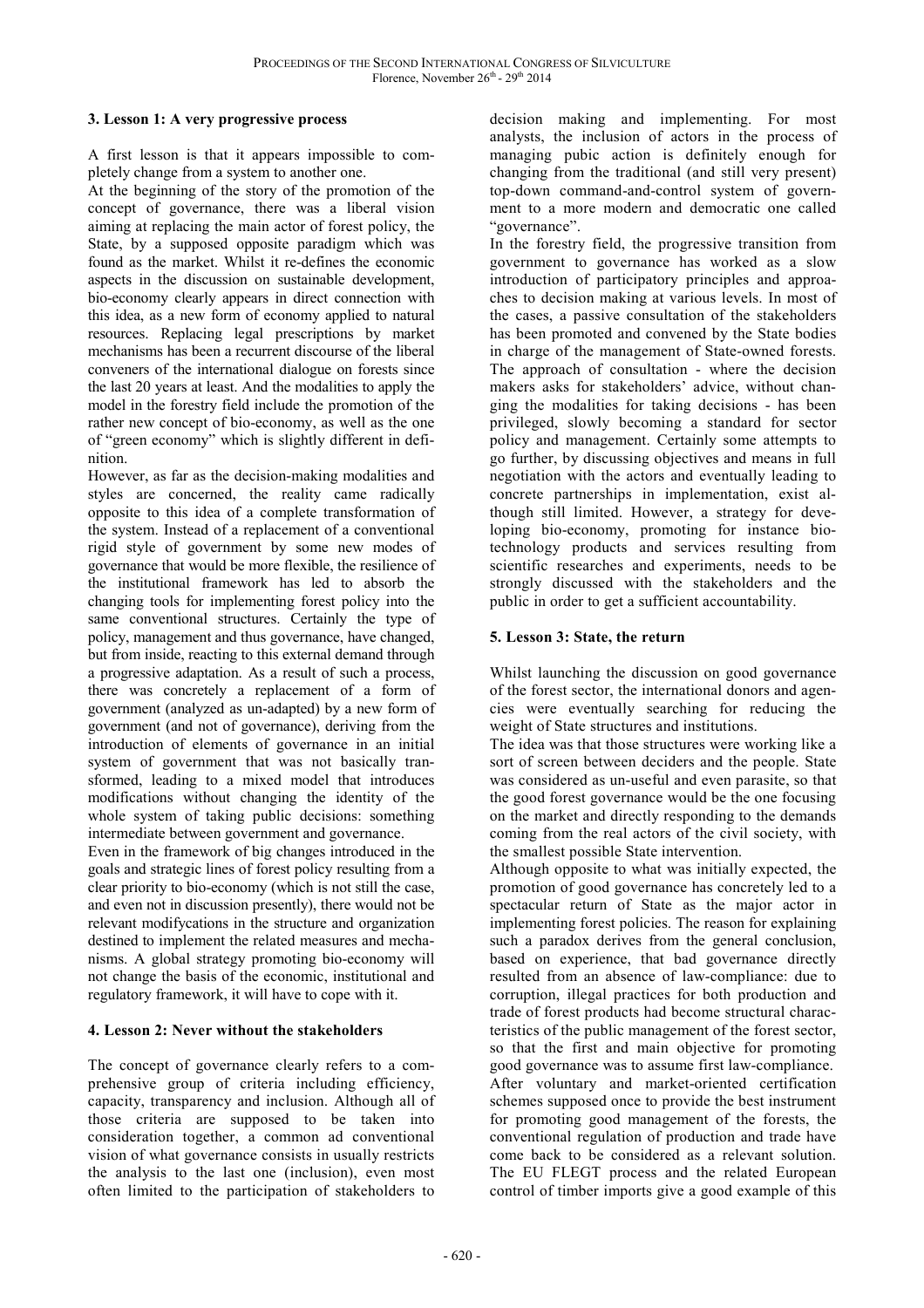### 3. Lesson 1: A very progressive process

A first lesson is that it appears impossible to completely change from a system to another one.

At the beginning of the story of the promotion of the concept of governance, there was a liberal vision aiming at replacing the main actor of forest policy, the State, by a supposed opposite paradigm which was found as the market. Whilst it re-defines the economic aspects in the discussion on sustainable development, bio-economy clearly appears in direct connection with this idea, as a new form of economy applied to natural resources. Replacing legal prescriptions by market mechanisms has been a recurrent discourse of the liberal conveners of the international dialogue on forests since the last 20 years at least. And the modalities to apply the model in the forestry field include the promotion of the rather new concept of bio-economy, as well as the one of "green economy" which is slightly different in definition.

However, as far as the decision-making modalities and styles are concerned, the reality came radically opposite to this idea of a complete transformation of the system. Instead of a replacement of a conventional rigid style of government by some new modes of governance that would be more flexible, the resilience of the institutional framework has led to absorb the changing tools for implementing forest policy into the same conventional structures. Certainly the type of policy, management and thus governance, have changed, but from inside, reacting to this external demand through a progressive adaptation. As a result of such a process, there was concretely a replacement of a form of government (analyzed as un-adapted) by a new form of government (and not of governance), deriving from the introduction of elements of governance in an initial system of government that was not basically transformed, leading to a mixed model that introduces modifications without changing the identity of the whole system of taking public decisions: something intermediate between government and governance.

Even in the framework of big changes introduced in the goals and strategic lines of forest policy resulting from a clear priority to bio-economy (which is not still the case, and even not in discussion presently), there would not be relevant modifycations in the structure and organization destined to implement the related measures and mechanisms. A global strategy promoting bio-economy will not change the basis of the economic, institutional and regulatory framework, it will have to cope with it.

### 4. Lesson 2: Never without the stakeholders

The concept of governance clearly refers to a comprehensive group of criteria including efficiency, capacity, transparency and inclusion. Although all of those criteria are supposed to be taken into consideration together, a common ad conventional vision of what governance consists in usually restricts the analysis to the last one (inclusion), even most often limited to the participation of stakeholders to decision making and implementing. For most analysts, the inclusion of actors in the process of managing pubic action is definitely enough for changing from the traditional (and still very present) top-down command-and-control system of government to a more modern and democratic one called "governance".

In the forestry field, the progressive transition from government to governance has worked as a slow introduction of participatory principles and approaches to decision making at various levels. In most of the cases, a passive consultation of the stakeholders has been promoted and convened by the State bodies in charge of the management of State-owned forests. The approach of consultation - where the decision makers asks for stakeholders' advice, without changing the modalities for taking decisions - has been privileged, slowly becoming a standard for sector policy and management. Certainly some attempts to go further, by discussing objectives and means in full negotiation with the actors and eventually leading to concrete partnerships in implementation, exist although still limited. However, a strategy for developing bio-economy, promoting for instance biotechnology products and services resulting from scientific researches and experiments, needs to be strongly discussed with the stakeholders and the public in order to get a sufficient accountability.

### 5. Lesson 3: State, the return

Whilst launching the discussion on good governance of the forest sector, the international donors and agencies were eventually searching for reducing the weight of State structures and institutions.

The idea was that those structures were working like a sort of screen between deciders and the people. State was considered as un-useful and even parasite, so that the good forest governance would be the one focusing on the market and directly responding to the demands coming from the real actors of the civil society, with the smallest possible State intervention.

Although opposite to what was initially expected, the promotion of good governance has concretely led to a spectacular return of State as the major actor in implementing forest policies. The reason for explaining such a paradox derives from the general conclusion, based on experience, that bad governance directly resulted from an absence of law-compliance: due to corruption, illegal practices for both production and trade of forest products had become structural characteristics of the public management of the forest sector, so that the first and main objective for promoting good governance was to assume first law-compliance.

After voluntary and market-oriented certification schemes supposed once to provide the best instrument for promoting good management of the forests, the conventional regulation of production and trade have come back to be considered as a relevant solution. The EU FLEGT process and the related European control of timber imports give a good example of this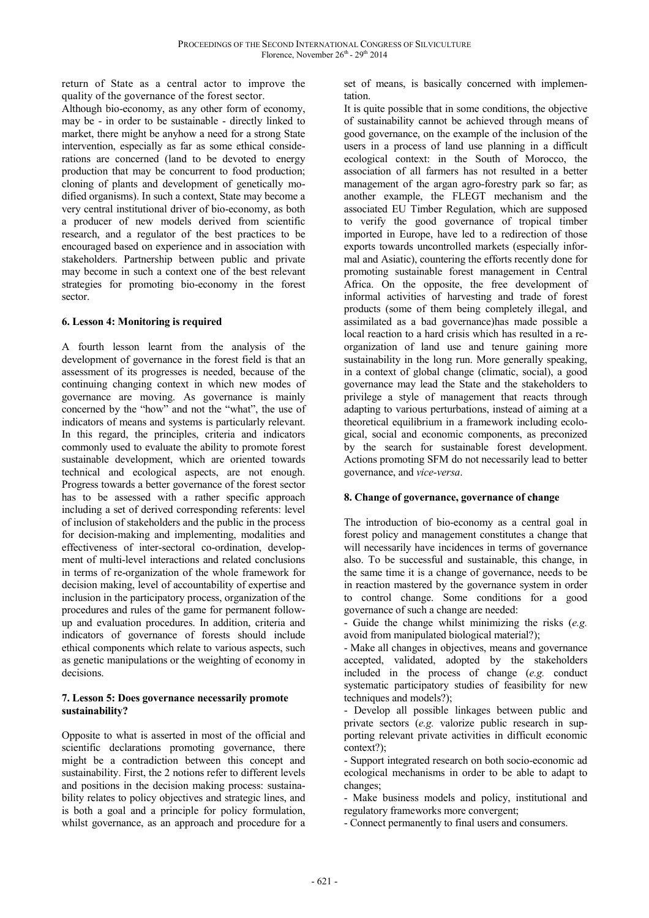return of State as a central actor to improve the quality of the governance of the forest sector.

Although bio-economy, as any other form of economy, may be - in order to be sustainable - directly linked to market, there might be anyhow a need for a strong State intervention, especially as far as some ethical considerations are concerned (land to be devoted to energy production that may be concurrent to food production; cloning of plants and development of genetically modified organisms). In such a context, State may become a very central institutional driver of bio-economy, as both a producer of new models derived from scientific research, and a regulator of the best practices to be encouraged based on experience and in association with stakeholders. Partnership between public and private may become in such a context one of the best relevant strategies for promoting bio-economy in the forest sector.

## 6. Lesson 4: Monitoring is required

A fourth lesson learnt from the analysis of the development of governance in the forest field is that an assessment of its progresses is needed, because of the continuing changing context in which new modes of governance are moving. As governance is mainly concerned by the "how" and not the "what", the use of indicators of means and systems is particularly relevant. In this regard, the principles, criteria and indicators commonly used to evaluate the ability to promote forest sustainable development, which are oriented towards technical and ecological aspects, are not enough. Progress towards a better governance of the forest sector has to be assessed with a rather specific approach including a set of derived corresponding referents: level of inclusion of stakeholders and the public in the process for decision-making and implementing, modalities and effectiveness of inter-sectoral co-ordination, development of multi-level interactions and related conclusions in terms of re-organization of the whole framework for decision making, level of accountability of expertise and inclusion in the participatory process, organization of the procedures and rules of the game for permanent follow-up and evaluation procedures. In addition, criteria and indicators of governance of forests should include ethical components which relate to various aspects, such as genetic manipulations or the weighting of economy in decisions.

## 7. Lesson 5: Does governance necessarily promote sustainability?

Opposite to what is asserted in most of the official and scientific declarations promoting governance, there might be a contradiction between this concept and sustainability. First, the 2 notions refer to different levels and positions in the decision making process: sustainability relates to policy objectives and strategic lines, and is both a goal and a principle for policy formulation, whilst governance, as an approach and procedure for a set of means, is basically concerned with implementation.

It is quite possible that in some conditions, the objective of sustainability cannot be achieved through means of good governance, on the example of the inclusion of the users in a process of land use planning in a difficult ecological context: in the South of Morocco, the association of all farmers has not resulted in a better management of the argan agro-forestry park so far; as another example, the FLEGT mechanism and the associated EU Timber Regulation, which are supposed to verify the good governance of tropical timber imported in Europe, have led to a redirection of those exports towards uncontrolled markets (especially informal and Asiatic), countering the efforts recently done for promoting sustainable forest management in Central Africa. On the opposite, the free development of informal activities of harvesting and trade of forest products (some of them being completely illegal, and assimilated as a bad governance)has made possible a local reaction to a hard crisis which has resulted in a re-organization of land use and tenure gaining more sustainability in the long run. More generally speaking, in a context of global change (climatic, social), a good governance may lead the State and the stakeholders to privilege a style of management that reacts through adapting to various perturbations, instead of aiming at a theoretical equilibrium in a framework including ecological, social and economic components, as preconized by the search for sustainable forest development. Actions promoting SFM do not necessarily lead to better governance, and *vice-versa*.

## 8. Change of governance, governance of change

The introduction of bio-economy as a central goal in forest policy and management constitutes a change that will necessarily have incidences in terms of governance also. To be successful and sustainable, this change, in the same time it is a change of governance, needs to be in reaction mastered by the governance system in order to control change. Some conditions for a good governance of such a change are needed:

- Guide the change whilst minimizing the risks (*e.g.* avoid from manipulated biological material?);
- Make all changes in objectives, means and governance accepted, validated, adopted by the stakeholders included in the process of change (*e.g.* conduct systematic participatory studies of feasibility for new techniques and models?);
- Develop all possible linkages between public and private sectors (*e.g.* valorize public research in supporting relevant private activities in difficult economic context?);
- Support integrated research on both socio-economic ad ecological mechanisms in order to be able to adapt to changes;
- Make business models and policy, institutional and regulatory frameworks more convergent;
- Connect permanently to final users and consumers.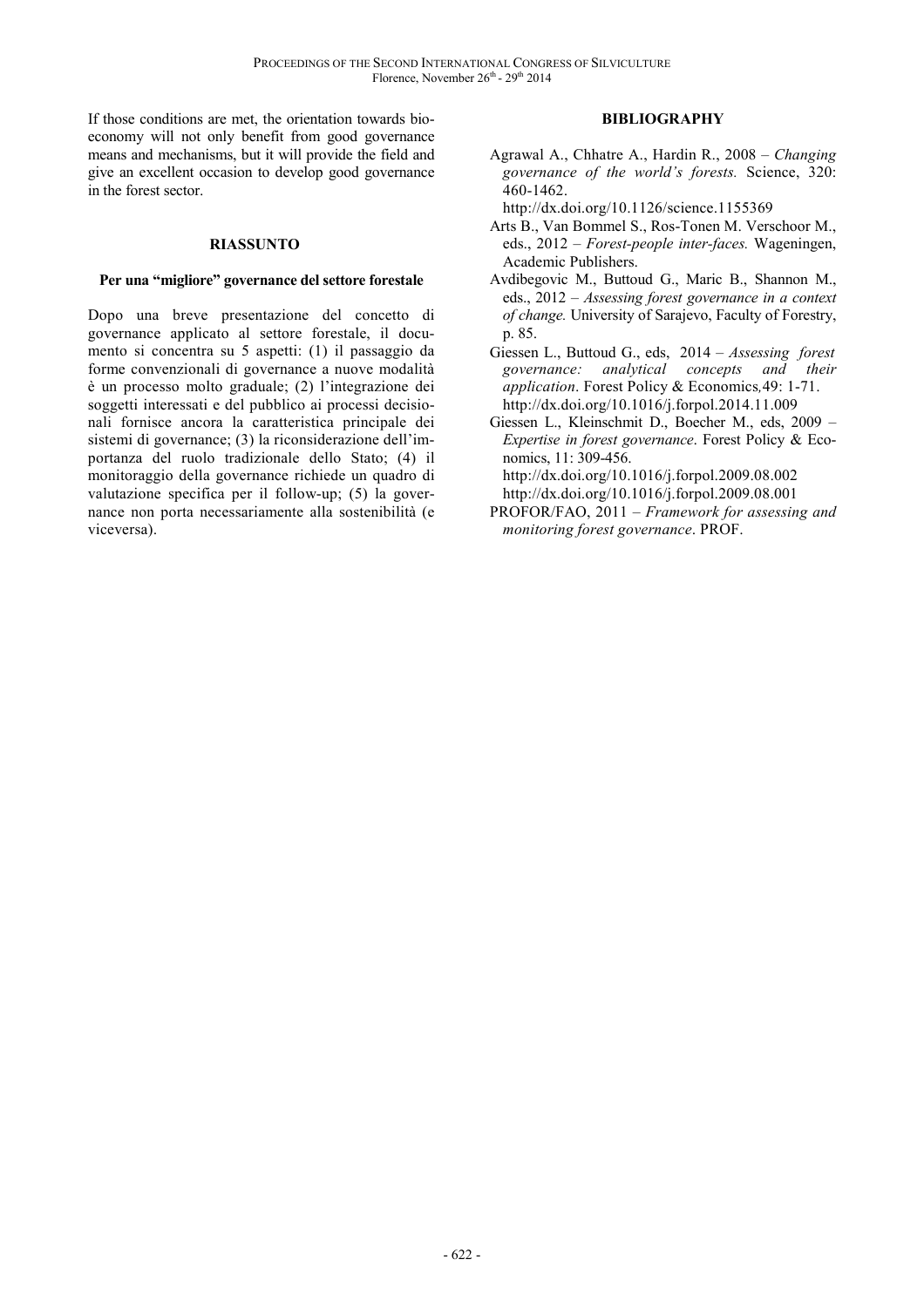If those conditions are met, the orientation towards bio-economy will not only benefit from good governance means and mechanisms, but it will provide the field and give an excellent occasion to develop good governance in the forest sector.

## RIASSUNTO

### Per una "migliore" governance del settore forestale

Dopo una breve presentazione del concetto di governance applicato al settore forestale, il documento si concentra su 5 aspetti: (1) il passaggio da forme convenzionali di governance a nuove modalità è un processo molto graduale; (2) l'integrazione dei soggetti interessati e del pubblico ai processi decisionali fornisce ancora la caratteristica principale dei sistemi di governance; (3) la riconsiderazione dell'importanza del ruolo tradizionale dello Stato; (4) il monitoraggio della governance richiede un quadro di valutazione specifica per il follow-up; (5) la governance non porta necessariamente alla sostenibilità (e viceversa).

## BIBLIOGRAPHY

Agrawal A., Chhatre A., Hardin R., 2008 – *Changing governance of the world's forests.* Science, 320: 460-1462.
http://dx.doi.org/10.1126/science.1155369

Arts B., Van Bommel S., Ros-Tonen M. Verschoor M., eds., 2012 – *Forest-people inter-faces.* Wageningen, Academic Publishers.

Avdibegovic M., Buttoud G., Maric B., Shannon M., eds., 2012 – *Assessing forest governance in a context of change.* University of Sarajevo, Faculty of Forestry, p. 85.

Giessen L., Buttoud G., eds, 2014 – *Assessing forest governance: analytical concepts and their application*. Forest Policy & Economics, 49: 1-71.
http://dx.doi.org/10.1016/j.forpol.2014.11.009

Giessen L., Kleinschmit D., Boecher M., eds, 2009 – *Expertise in forest governance*. Forest Policy & Economics, 11: 309-456.
http://dx.doi.org/10.1016/j.forpol.2009.08.002
http://dx.doi.org/10.1016/j.forpol.2009.08.001

PROFOR/FAO, 2011 – *Framework for assessing and monitoring forest governance*. PROF.